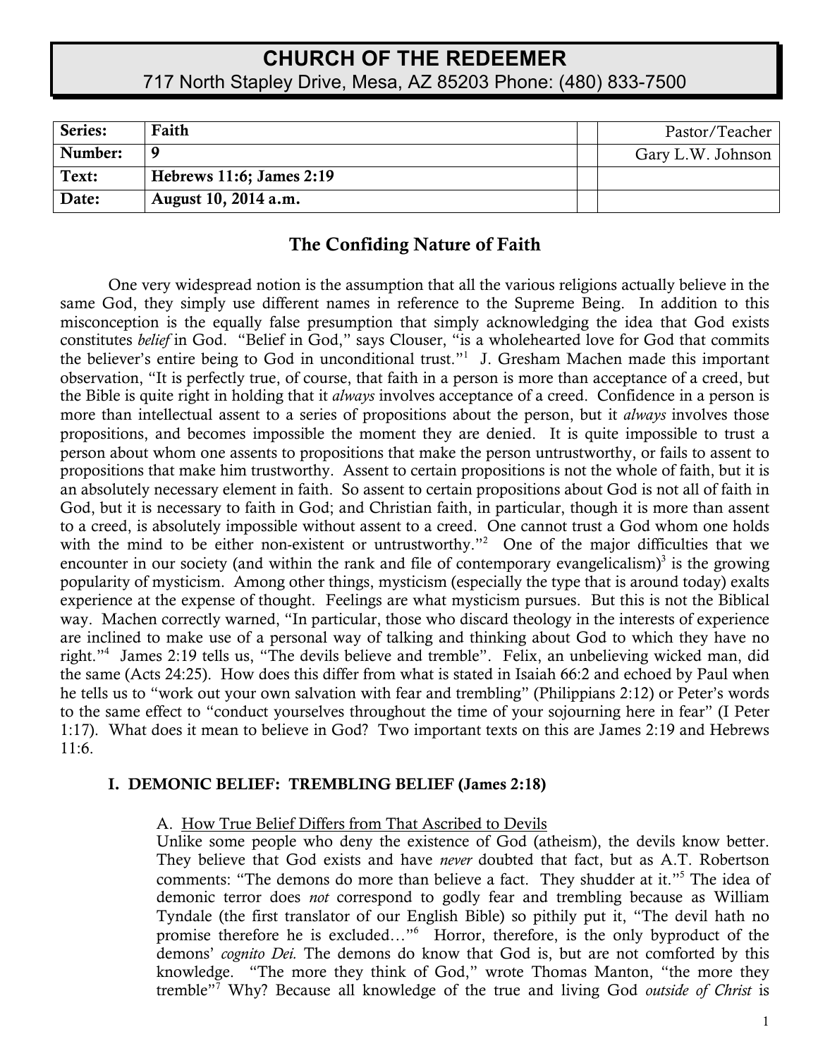# CHURCH OF THE REDEEMER

717 North Stapley Drive, Mesa, AZ 85203 Phone: (480) 833-7500

| Series: | Faith | | Pastor/Teacher |
|---|---|---|---|
| Number: | 9 | | Gary L.W. Johnson |
| Text: | Hebrews 11:6; James 2:19 | | |
| Date: | August 10, 2014 a.m. | | |

## The Confiding Nature of Faith

One very widespread notion is the assumption that all the various religions actually believe in the same God, they simply use different names in reference to the Supreme Being. In addition to this misconception is the equally false presumption that simply acknowledging the idea that God exists constitutes *belief* in God. "Belief in God," says Clouser, "is a wholehearted love for God that commits the believer's entire being to God in unconditional trust."[1] J. Gresham Machen made this important observation, "It is perfectly true, of course, that faith in a person is more than acceptance of a creed, but the Bible is quite right in holding that it *always* involves acceptance of a creed. Confidence in a person is more than intellectual assent to a series of propositions about the person, but it *always* involves those propositions, and becomes impossible the moment they are denied. It is quite impossible to trust a person about whom one assents to propositions that make the person untrustworthy, or fails to assent to propositions that make him trustworthy. Assent to certain propositions is not the whole of faith, but it is an absolutely necessary element in faith. So assent to certain propositions about God is not all of faith in God, but it is necessary to faith in God; and Christian faith, in particular, though it is more than assent to a creed, is absolutely impossible without assent to a creed. One cannot trust a God whom one holds with the mind to be either non-existent or untrustworthy."[2] One of the major difficulties that we encounter in our society (and within the rank and file of contemporary evangelicalism)[3] is the growing popularity of mysticism. Among other things, mysticism (especially the type that is around today) exalts experience at the expense of thought. Feelings are what mysticism pursues. But this is not the Biblical way. Machen correctly warned, "In particular, those who discard theology in the interests of experience are inclined to make use of a personal way of talking and thinking about God to which they have no right."[4] James 2:19 tells us, "The devils believe and tremble". Felix, an unbelieving wicked man, did the same (Acts 24:25). How does this differ from what is stated in Isaiah 66:2 and echoed by Paul when he tells us to "work out your own salvation with fear and trembling" (Philippians 2:12) or Peter's words to the same effect to "conduct yourselves throughout the time of your sojourning here in fear" (I Peter 1:17). What does it mean to believe in God? Two important texts on this are James 2:19 and Hebrews 11:6.

### I. DEMONIC BELIEF: TREMBLING BELIEF (James 2:18)

A. How True Belief Differs from That Ascribed to Devils

Unlike some people who deny the existence of God (atheism), the devils know better. They believe that God exists and have *never* doubted that fact, but as A.T. Robertson comments: "The demons do more than believe a fact. They shudder at it."[5] The idea of demonic terror does *not* correspond to godly fear and trembling because as William Tyndale (the first translator of our English Bible) so pithily put it, "The devil hath no promise therefore he is excluded…"[6] Horror, therefore, is the only byproduct of the demons' *cognito Dei.* The demons do know that God is, but are not comforted by this knowledge. "The more they think of God," wrote Thomas Manton, "the more they tremble"[7] Why? Because all knowledge of the true and living God *outside of Christ* is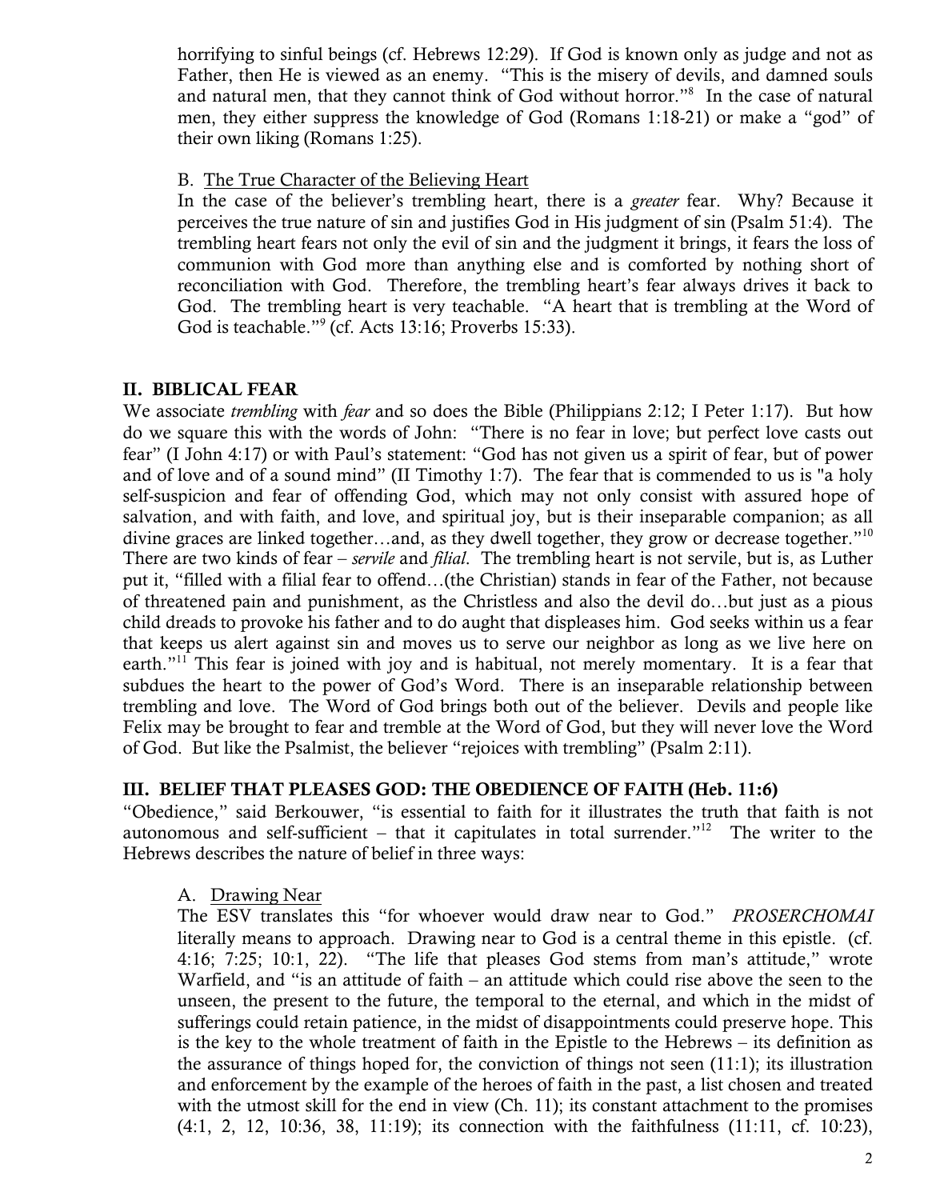horrifying to sinful beings (cf. Hebrews 12:29). If God is known only as judge and not as Father, then He is viewed as an enemy. "This is the misery of devils, and damned souls and natural men, that they cannot think of God without horror."[8] In the case of natural men, they either suppress the knowledge of God (Romans 1:18-21) or make a "god" of their own liking (Romans 1:25).

B. <u>The True Character of the Believing Heart</u>

In the case of the believer's trembling heart, there is a *greater* fear. Why? Because it perceives the true nature of sin and justifies God in His judgment of sin (Psalm 51:4). The trembling heart fears not only the evil of sin and the judgment it brings, it fears the loss of communion with God more than anything else and is comforted by nothing short of reconciliation with God. Therefore, the trembling heart's fear always drives it back to God. The trembling heart is very teachable. "A heart that is trembling at the Word of God is teachable."[9] (cf. Acts 13:16; Proverbs 15:33).

## II. BIBLICAL FEAR

We associate *trembling* with *fear* and so does the Bible (Philippians 2:12; I Peter 1:17). But how do we square this with the words of John: "There is no fear in love; but perfect love casts out fear" (I John 4:17) or with Paul's statement: "God has not given us a spirit of fear, but of power and of love and of a sound mind" (II Timothy 1:7). The fear that is commended to us is "a holy self-suspicion and fear of offending God, which may not only consist with assured hope of salvation, and with faith, and love, and spiritual joy, but is their inseparable companion; as all divine graces are linked together…and, as they dwell together, they grow or decrease together."[10] There are two kinds of fear – *servile* and *filial*. The trembling heart is not servile, but is, as Luther put it, "filled with a filial fear to offend…(the Christian) stands in fear of the Father, not because of threatened pain and punishment, as the Christless and also the devil do…but just as a pious child dreads to provoke his father and to do aught that displeases him. God seeks within us a fear that keeps us alert against sin and moves us to serve our neighbor as long as we live here on earth."[11] This fear is joined with joy and is habitual, not merely momentary. It is a fear that subdues the heart to the power of God's Word. There is an inseparable relationship between trembling and love. The Word of God brings both out of the believer. Devils and people like Felix may be brought to fear and tremble at the Word of God, but they will never love the Word of God. But like the Psalmist, the believer "rejoices with trembling" (Psalm 2:11).

## III. BELIEF THAT PLEASES GOD: THE OBEDIENCE OF FAITH (Heb. 11:6)

"Obedience," said Berkouwer, "is essential to faith for it illustrates the truth that faith is not autonomous and self-sufficient – that it capitulates in total surrender."[12] The writer to the Hebrews describes the nature of belief in three ways:

A. <u>Drawing Near</u>

The ESV translates this "for whoever would draw near to God." *PROSERCHOMAI* literally means to approach. Drawing near to God is a central theme in this epistle. (cf. 4:16; 7:25; 10:1, 22). "The life that pleases God stems from man's attitude," wrote Warfield, and "is an attitude of faith – an attitude which could rise above the seen to the unseen, the present to the future, the temporal to the eternal, and which in the midst of sufferings could retain patience, in the midst of disappointments could preserve hope. This is the key to the whole treatment of faith in the Epistle to the Hebrews – its definition as the assurance of things hoped for, the conviction of things not seen (11:1); its illustration and enforcement by the example of the heroes of faith in the past, a list chosen and treated with the utmost skill for the end in view (Ch. 11); its constant attachment to the promises (4:1, 2, 12, 10:36, 38, 11:19); its connection with the faithfulness (11:11, cf. 10:23),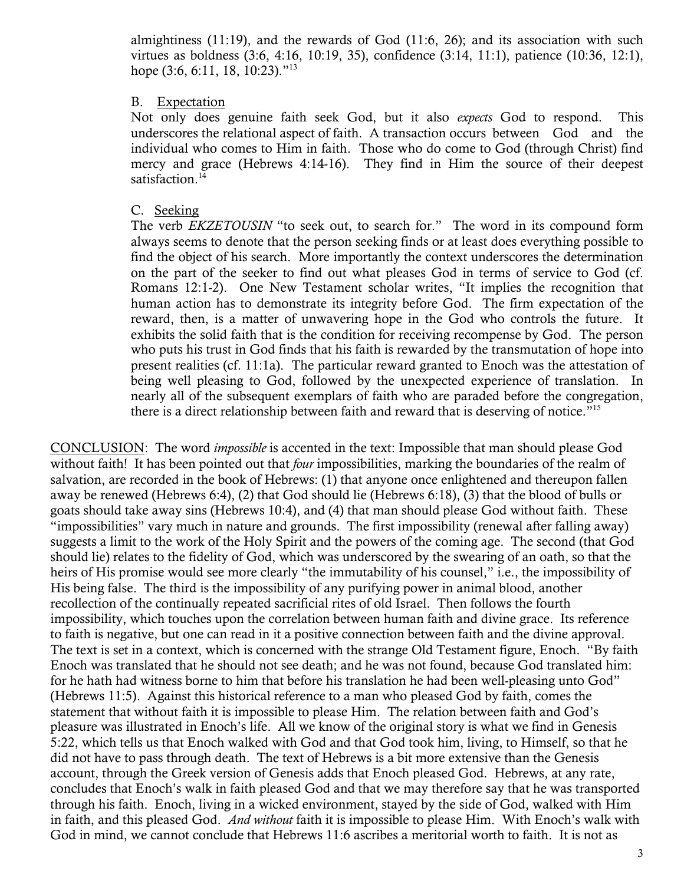almightiness (11:19), and the rewards of God (11:6, 26); and its association with such virtues as boldness (3:6, 4:16, 10:19, 35), confidence (3:14, 11:1), patience (10:36, 12:1), hope (3:6, 6:11, 18, 10:23)."[13]

B. Expectation

Not only does genuine faith seek God, but it also *expects* God to respond. This underscores the relational aspect of faith. A transaction occurs between God and the individual who comes to Him in faith. Those who do come to God (through Christ) find mercy and grace (Hebrews 4:14-16). They find in Him the source of their deepest satisfaction.[14]

C. Seeking

The verb *EKZETOUSIN* "to seek out, to search for." The word in its compound form always seems to denote that the person seeking finds or at least does everything possible to find the object of his search. More importantly the context underscores the determination on the part of the seeker to find out what pleases God in terms of service to God (cf. Romans 12:1-2). One New Testament scholar writes, "It implies the recognition that human action has to demonstrate its integrity before God. The firm expectation of the reward, then, is a matter of unwavering hope in the God who controls the future. It exhibits the solid faith that is the condition for receiving recompense by God. The person who puts his trust in God finds that his faith is rewarded by the transmutation of hope into present realities (cf. 11:1a). The particular reward granted to Enoch was the attestation of being well pleasing to God, followed by the unexpected experience of translation. In nearly all of the subsequent exemplars of faith who are paraded before the congregation, there is a direct relationship between faith and reward that is deserving of notice."[15]

CONCLUSION: The word *impossible* is accented in the text: Impossible that man should please God without faith! It has been pointed out that *four* impossibilities, marking the boundaries of the realm of salvation, are recorded in the book of Hebrews: (1) that anyone once enlightened and thereupon fallen away be renewed (Hebrews 6:4), (2) that God should lie (Hebrews 6:18), (3) that the blood of bulls or goats should take away sins (Hebrews 10:4), and (4) that man should please God without faith. These "impossibilities" vary much in nature and grounds. The first impossibility (renewal after falling away) suggests a limit to the work of the Holy Spirit and the powers of the coming age. The second (that God should lie) relates to the fidelity of God, which was underscored by the swearing of an oath, so that the heirs of His promise would see more clearly "the immutability of his counsel," i.e., the impossibility of His being false. The third is the impossibility of any purifying power in animal blood, another recollection of the continually repeated sacrificial rites of old Israel. Then follows the fourth impossibility, which touches upon the correlation between human faith and divine grace. Its reference to faith is negative, but one can read in it a positive connection between faith and the divine approval. The text is set in a context, which is concerned with the strange Old Testament figure, Enoch. "By faith Enoch was translated that he should not see death; and he was not found, because God translated him: for he hath had witness borne to him that before his translation he had been well-pleasing unto God" (Hebrews 11:5). Against this historical reference to a man who pleased God by faith, comes the statement that without faith it is impossible to please Him. The relation between faith and God's pleasure was illustrated in Enoch's life. All we know of the original story is what we find in Genesis 5:22, which tells us that Enoch walked with God and that God took him, living, to Himself, so that he did not have to pass through death. The text of Hebrews is a bit more extensive than the Genesis account, through the Greek version of Genesis adds that Enoch pleased God. Hebrews, at any rate, concludes that Enoch's walk in faith pleased God and that we may therefore say that he was transported through his faith. Enoch, living in a wicked environment, stayed by the side of God, walked with Him in faith, and this pleased God. *And without* faith it is impossible to please Him. With Enoch's walk with God in mind, we cannot conclude that Hebrews 11:6 ascribes a meritorial worth to faith. It is not as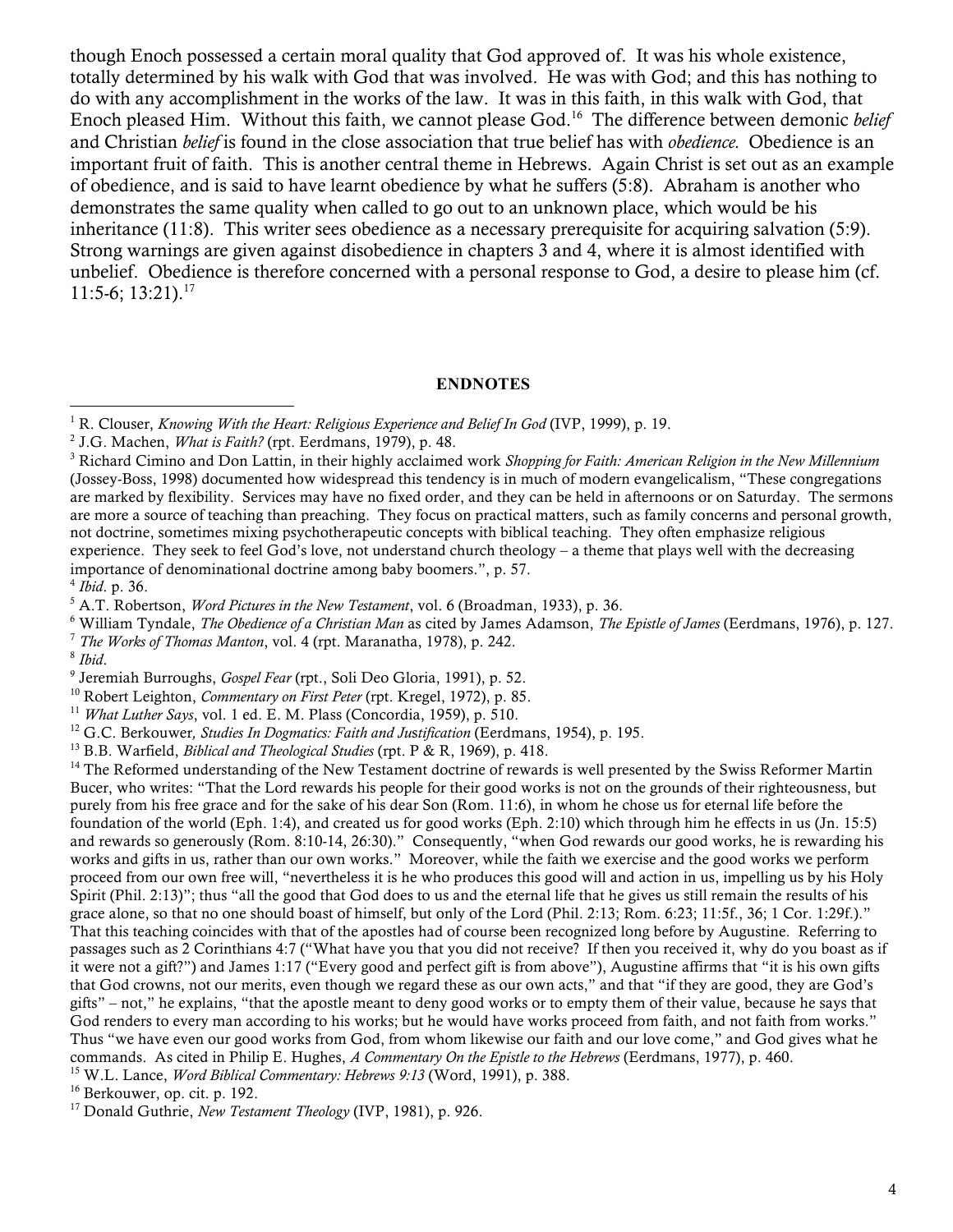though Enoch possessed a certain moral quality that God approved of. It was his whole existence, totally determined by his walk with God that was involved. He was with God; and this has nothing to do with any accomplishment in the works of the law. It was in this faith, in this walk with God, that Enoch pleased Him. Without this faith, we cannot please God.[16] The difference between demonic *belief* and Christian *belief* is found in the close association that true belief has with *obedience*. Obedience is an important fruit of faith. This is another central theme in Hebrews. Again Christ is set out as an example of obedience, and is said to have learnt obedience by what he suffers (5:8). Abraham is another who demonstrates the same quality when called to go out to an unknown place, which would be his inheritance (11:8). This writer sees obedience as a necessary prerequisite for acquiring salvation (5:9). Strong warnings are given against disobedience in chapters 3 and 4, where it is almost identified with unbelief. Obedience is therefore concerned with a personal response to God, a desire to please him (cf. 11:5-6; 13:21).[17]

**ENDNOTES**

[1] R. Clouser, *Knowing With the Heart: Religious Experience and Belief In God* (IVP, 1999), p. 19.

[2] J.G. Machen, *What is Faith?* (rpt. Eerdmans, 1979), p. 48.

[3] Richard Cimino and Don Lattin, in their highly acclaimed work *Shopping for Faith: American Religion in the New Millennium* (Jossey-Boss, 1998) documented how widespread this tendency is in much of modern evangelicalism, "These congregations are marked by flexibility. Services may have no fixed order, and they can be held in afternoons or on Saturday. The sermons are more a source of teaching than preaching. They focus on practical matters, such as family concerns and personal growth, not doctrine, sometimes mixing psychotherapeutic concepts with biblical teaching. They often emphasize religious experience. They seek to feel God's love, not understand church theology – a theme that plays well with the decreasing importance of denominational doctrine among baby boomers.", p. 57.

[4] *Ibid*. p. 36.

[5] A.T. Robertson, *Word Pictures in the New Testament*, vol. 6 (Broadman, 1933), p. 36.

[6] William Tyndale, *The Obedience of a Christian Man* as cited by James Adamson, *The Epistle of James* (Eerdmans, 1976), p. 127.

[7] *The Works of Thomas Manton*, vol. 4 (rpt. Maranatha, 1978), p. 242.

[8] *Ibid*.

[9] Jeremiah Burroughs, *Gospel Fear* (rpt., Soli Deo Gloria, 1991), p. 52.

[10] Robert Leighton, *Commentary on First Peter* (rpt. Kregel, 1972), p. 85.

[11] *What Luther Says*, vol. 1 ed. E. M. Plass (Concordia, 1959), p. 510.

[12] G.C. Berkouwer*, Studies In Dogmatics: Faith and Justification* (Eerdmans, 1954), p. 195.

[13] B.B. Warfield, *Biblical and Theological Studies* (rpt. P & R, 1969), p. 418.

[14] The Reformed understanding of the New Testament doctrine of rewards is well presented by the Swiss Reformer Martin Bucer, who writes: "That the Lord rewards his people for their good works is not on the grounds of their righteousness, but purely from his free grace and for the sake of his dear Son (Rom. 11:6), in whom he chose us for eternal life before the foundation of the world (Eph. 1:4), and created us for good works (Eph. 2:10) which through him he effects in us (Jn. 15:5) and rewards so generously (Rom. 8:10-14, 26:30)." Consequently, "when God rewards our good works, he is rewarding his works and gifts in us, rather than our own works." Moreover, while the faith we exercise and the good works we perform proceed from our own free will, "nevertheless it is he who produces this good will and action in us, impelling us by his Holy Spirit (Phil. 2:13)"; thus "all the good that God does to us and the eternal life that he gives us still remain the results of his grace alone, so that no one should boast of himself, but only of the Lord (Phil. 2:13; Rom. 6:23; 11:5f., 36; 1 Cor. 1:29f.)." That this teaching coincides with that of the apostles had of course been recognized long before by Augustine. Referring to passages such as 2 Corinthians 4:7 ("What have you that you did not receive? If then you received it, why do you boast as if it were not a gift?") and James 1:17 ("Every good and perfect gift is from above"), Augustine affirms that "it is his own gifts that God crowns, not our merits, even though we regard these as our own acts," and that "if they are good, they are God's gifts" – not," he explains, "that the apostle meant to deny good works or to empty them of their value, because he says that God renders to every man according to his works; but he would have works proceed from faith, and not faith from works." Thus "we have even our good works from God, from whom likewise our faith and our love come," and God gives what he commands. As cited in Philip E. Hughes, *A Commentary On the Epistle to the Hebrews* (Eerdmans, 1977), p. 460.

[15] W.L. Lance, *Word Biblical Commentary: Hebrews 9:13* (Word, 1991), p. 388.

[16] Berkouwer, op. cit. p. 192.

[17] Donald Guthrie, *New Testament Theology* (IVP, 1981), p. 926.